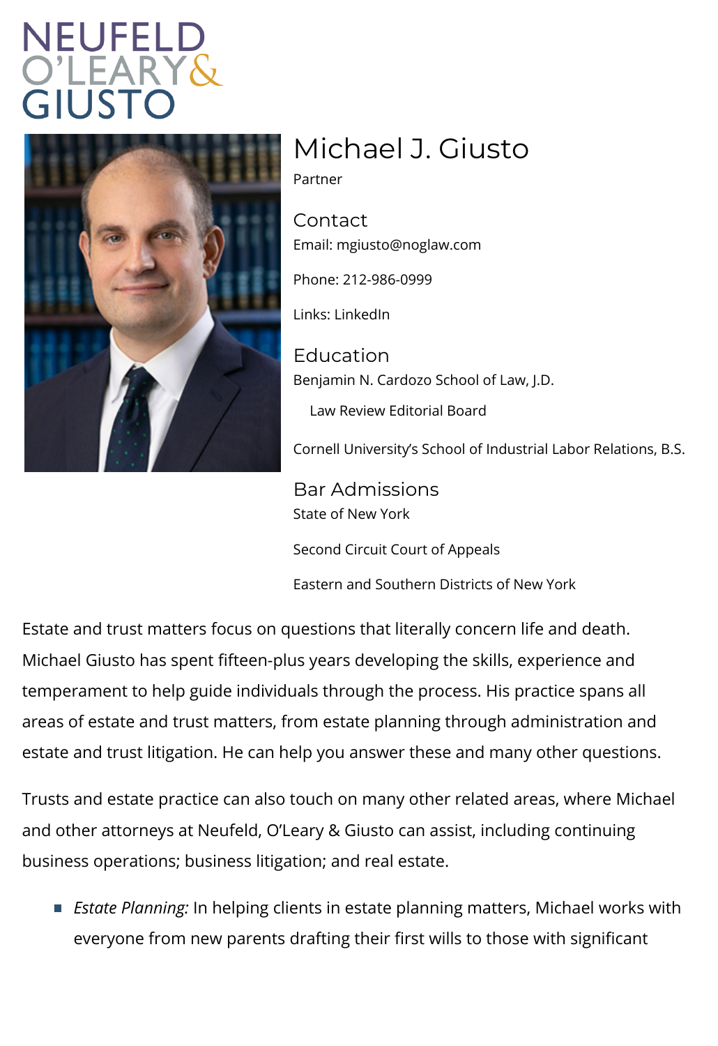NEUFELD O'LEARY & GIUSTO

# Michael J. Giusto

Partner

## Contact

Email: mgiusto@noglaw.com

Phone: 212-986-0999

Links: LinkedIn

## Education

Benjamin N. Cardozo School of Law, J.D.

- Law Review Editorial Board

Cornell University's School of Industrial Labor Relations, B.S.

## Bar Admissions

State of New York

Second Circuit Court of Appeals

Eastern and Southern Districts of New York

Estate and trust matters focus on questions that literally concern life and death. Michael Giusto has spent fifteen-plus years developing the skills, experience and temperament to help guide individuals through the process. His practice spans all areas of estate and trust matters, from estate planning through administration and estate and trust litigation. He can help you answer these and many other questions.

Trusts and estate practice can also touch on many other related areas, where Michael and other attorneys at Neufeld, O'Leary & Giusto can assist, including continuing business operations; business litigation; and real estate.

- *Estate Planning:* In helping clients in estate planning matters, Michael works with everyone from new parents drafting their first wills to those with significant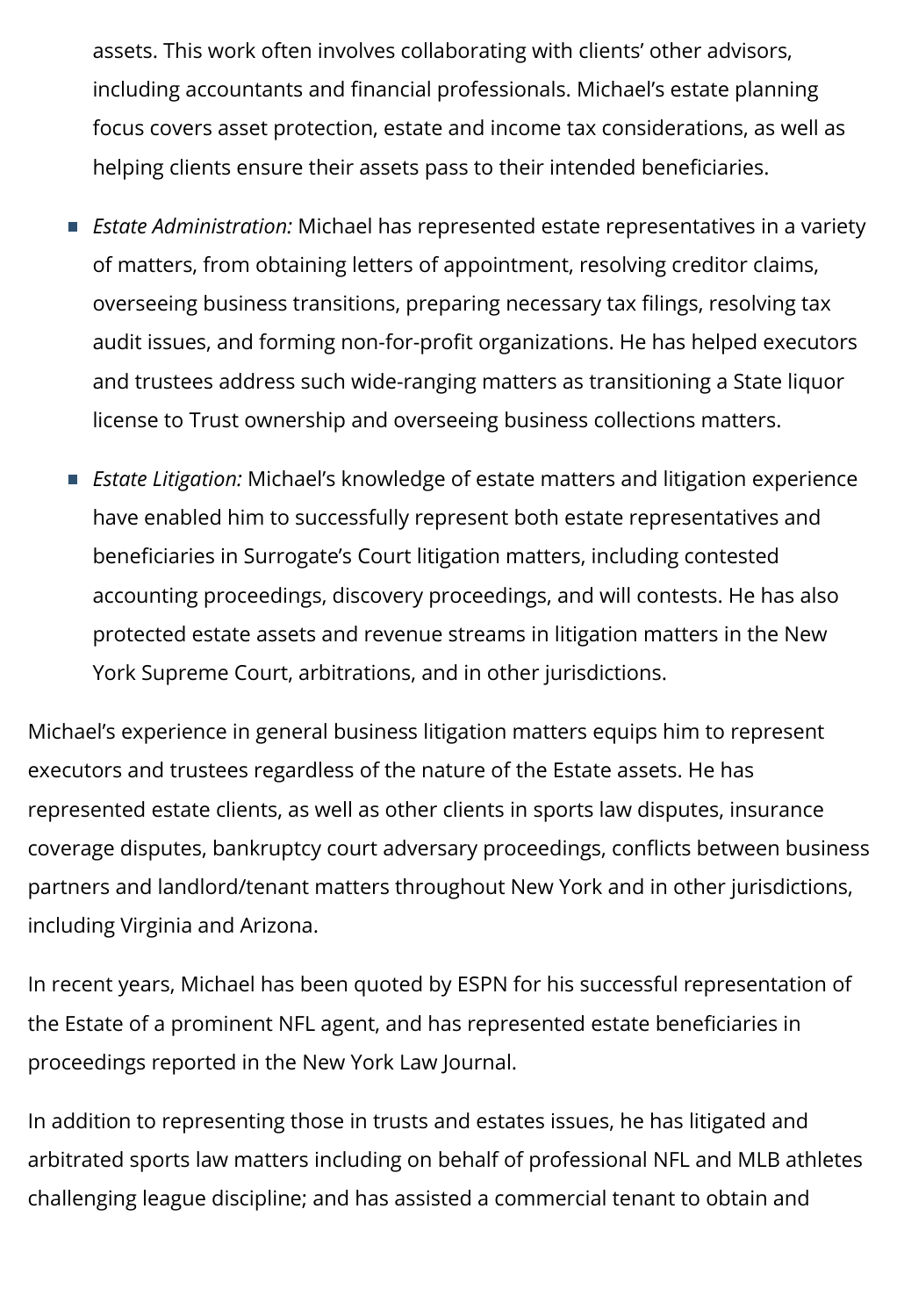assets. This work often involves collaborating with clients' other advisors, including accountants and financial professionals. Michael's estate planning focus covers asset protection, estate and income tax considerations, as well as helping clients ensure their assets pass to their intended beneficiaries.

- *Estate Administration:* Michael has represented estate representatives in a variety of matters, from obtaining letters of appointment, resolving creditor claims, overseeing business transitions, preparing necessary tax filings, resolving tax audit issues, and forming non-for-profit organizations. He has helped executors and trustees address such wide-ranging matters as transitioning a State liquor license to Trust ownership and overseeing business collections matters.
- *Estate Litigation:* Michael's knowledge of estate matters and litigation experience have enabled him to successfully represent both estate representatives and beneficiaries in Surrogate's Court litigation matters, including contested accounting proceedings, discovery proceedings, and will contests. He has also protected estate assets and revenue streams in litigation matters in the New York Supreme Court, arbitrations, and in other jurisdictions.

Michael's experience in general business litigation matters equips him to represent executors and trustees regardless of the nature of the Estate assets. He has represented estate clients, as well as other clients in sports law disputes, insurance coverage disputes, bankruptcy court adversary proceedings, conflicts between business partners and landlord/tenant matters throughout New York and in other jurisdictions, including Virginia and Arizona.

In recent years, Michael has been quoted by ESPN for his successful representation of the Estate of a prominent NFL agent, and has represented estate beneficiaries in proceedings reported in the New York Law Journal.

In addition to representing those in trusts and estates issues, he has litigated and arbitrated sports law matters including on behalf of professional NFL and MLB athletes challenging league discipline; and has assisted a commercial tenant to obtain and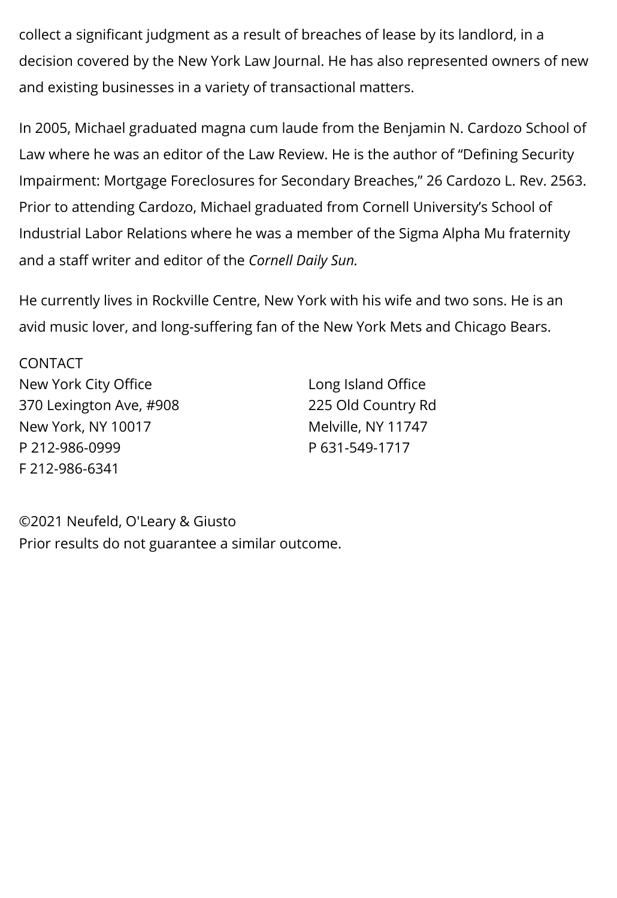collect a significant judgment as a result of breaches of lease by its landlord, in a decision covered by the New York Law Journal. He has also represented owners of new and existing businesses in a variety of transactional matters.

In 2005, Michael graduated magna cum laude from the Benjamin N. Cardozo School of Law where he was an editor of the Law Review. He is the author of "Defining Security Impairment: Mortgage Foreclosures for Secondary Breaches," 26 Cardozo L. Rev. 2563. Prior to attending Cardozo, Michael graduated from Cornell University's School of Industrial Labor Relations where he was a member of the Sigma Alpha Mu fraternity and a staff writer and editor of the *Cornell Daily Sun.*

He currently lives in Rockville Centre, New York with his wife and two sons. He is an avid music lover, and long-suffering fan of the New York Mets and Chicago Bears.

CONTACT

New York City Office
370 Lexington Ave, #908
New York, NY 10017
P 212-986-0999
F 212-986-6341

Long Island Office
225 Old Country Rd
Melville, NY 11747
P 631-549-1717

©2021 Neufeld, O'Leary & Giusto
Prior results do not guarantee a similar outcome.